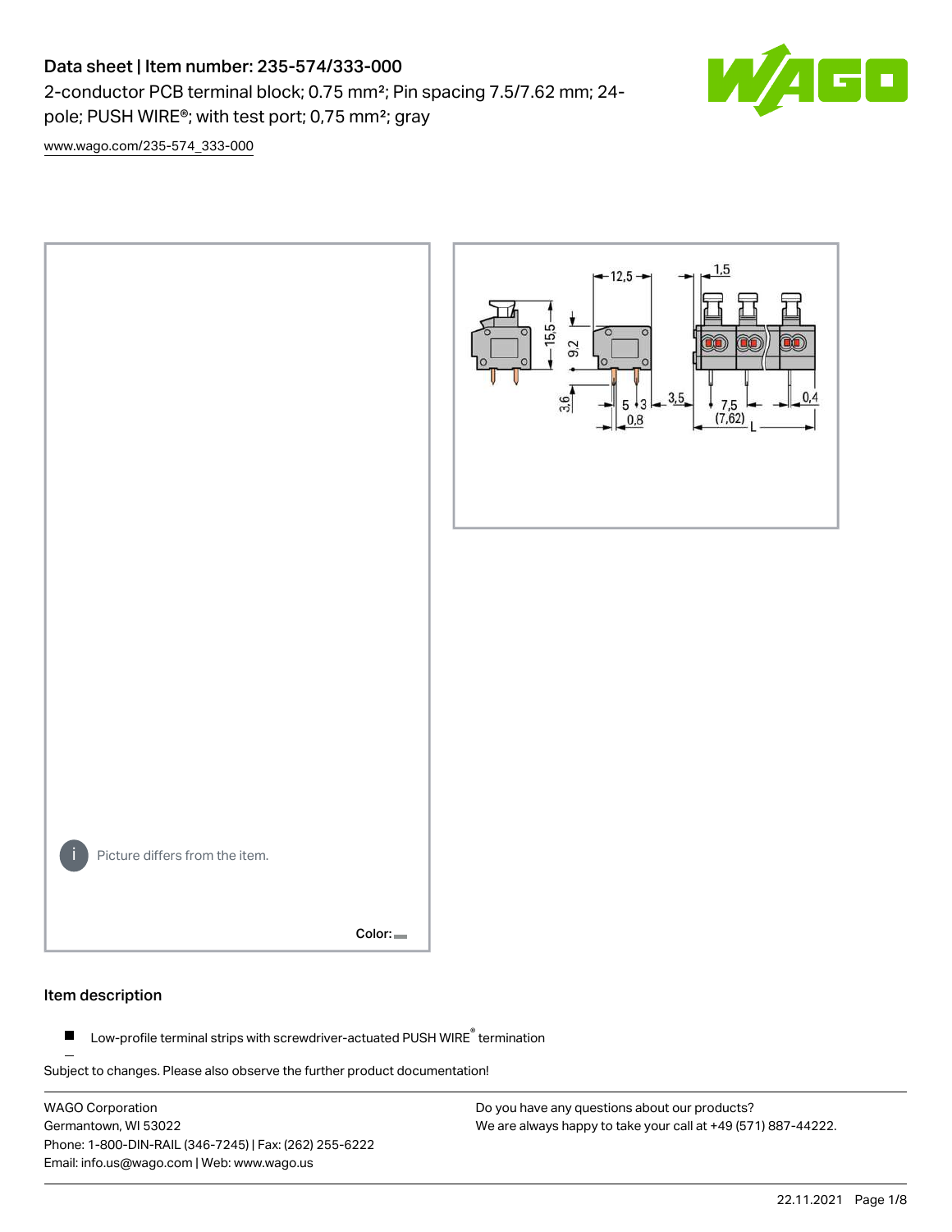# Data sheet | Item number: 235-574/333-000

2-conductor PCB terminal block; 0.75 mm²; Pin spacing 7.5/7.62 mm; 24-pole; PUSH WIRE®; with test port; 0,75 mm²; gray

www.wago.com/235-574_333-000

Picture differs from the item.

Color:

## Item description

- Low-profile terminal strips with screwdriver-actuated PUSH WIRE® termination

Subject to changes. Please also observe the further product documentation!

WAGO Corporation
Germantown, WI 53022
Phone: 1-800-DIN-RAIL (346-7245) | Fax: (262) 255-6222
Email: info.us@wago.com | Web: www.wago.us

Do you have any questions about our products?
We are always happy to take your call at +49 (571) 887-44222.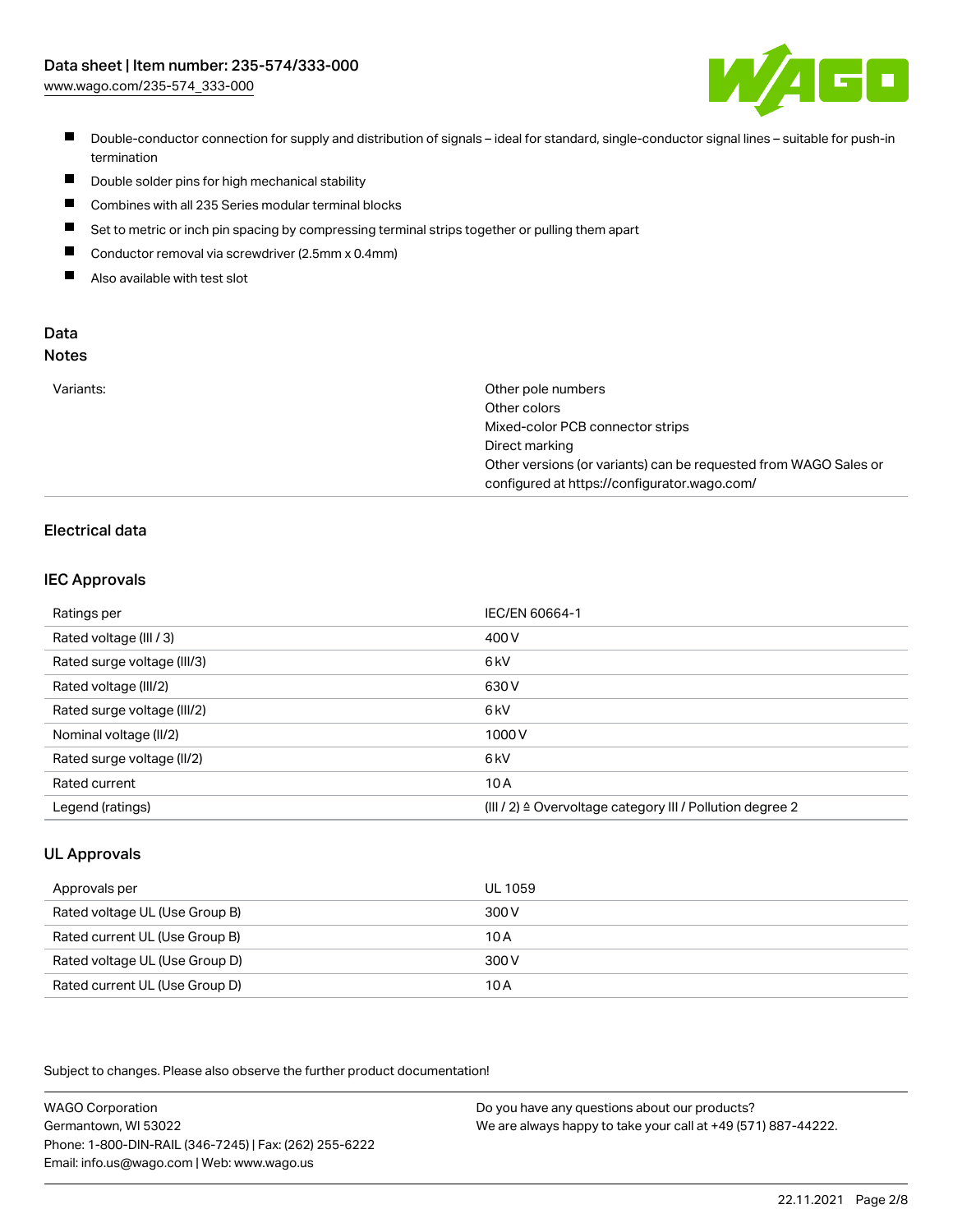- Double-conductor connection for supply and distribution of signals – ideal for standard, single-conductor signal lines – suitable for push-in termination
- Double solder pins for high mechanical stability
- Combines with all 235 Series modular terminal blocks
- Set to metric or inch pin spacing by compressing terminal strips together or pulling them apart
- Conductor removal via screwdriver (2.5mm x 0.4mm)
- Also available with test slot

## Data
### Notes

| | |
|---|---|
| Variants: | Other pole numbers<br>Other colors<br>Mixed-color PCB connector strips<br>Direct marking<br>Other versions (or variants) can be requested from WAGO Sales or configured at https://configurator.wago.com/ |

### Electrical data

#### IEC Approvals

| | |
|---|---|
| Ratings per | IEC/EN 60664-1 |
| Rated voltage (III / 3) | 400 V |
| Rated surge voltage (III/3) | 6 kV |
| Rated voltage (III/2) | 630 V |
| Rated surge voltage (III/2) | 6 kV |
| Nominal voltage (II/2) | 1000 V |
| Rated surge voltage (II/2) | 6 kV |
| Rated current | 10 A |
| Legend (ratings) | (III / 2) ≙ Overvoltage category III / Pollution degree 2 |

#### UL Approvals

| | |
|---|---|
| Approvals per | UL 1059 |
| Rated voltage UL (Use Group B) | 300 V |
| Rated current UL (Use Group B) | 10 A |
| Rated voltage UL (Use Group D) | 300 V |
| Rated current UL (Use Group D) | 10 A |

Subject to changes. Please also observe the further product documentation!

WAGO Corporation
Germantown, WI 53022
Phone: 1-800-DIN-RAIL (346-7245) | Fax: (262) 255-6222
Email: info.us@wago.com | Web: www.wago.us

Do you have any questions about our products?
We are always happy to take your call at +49 (571) 887-44222.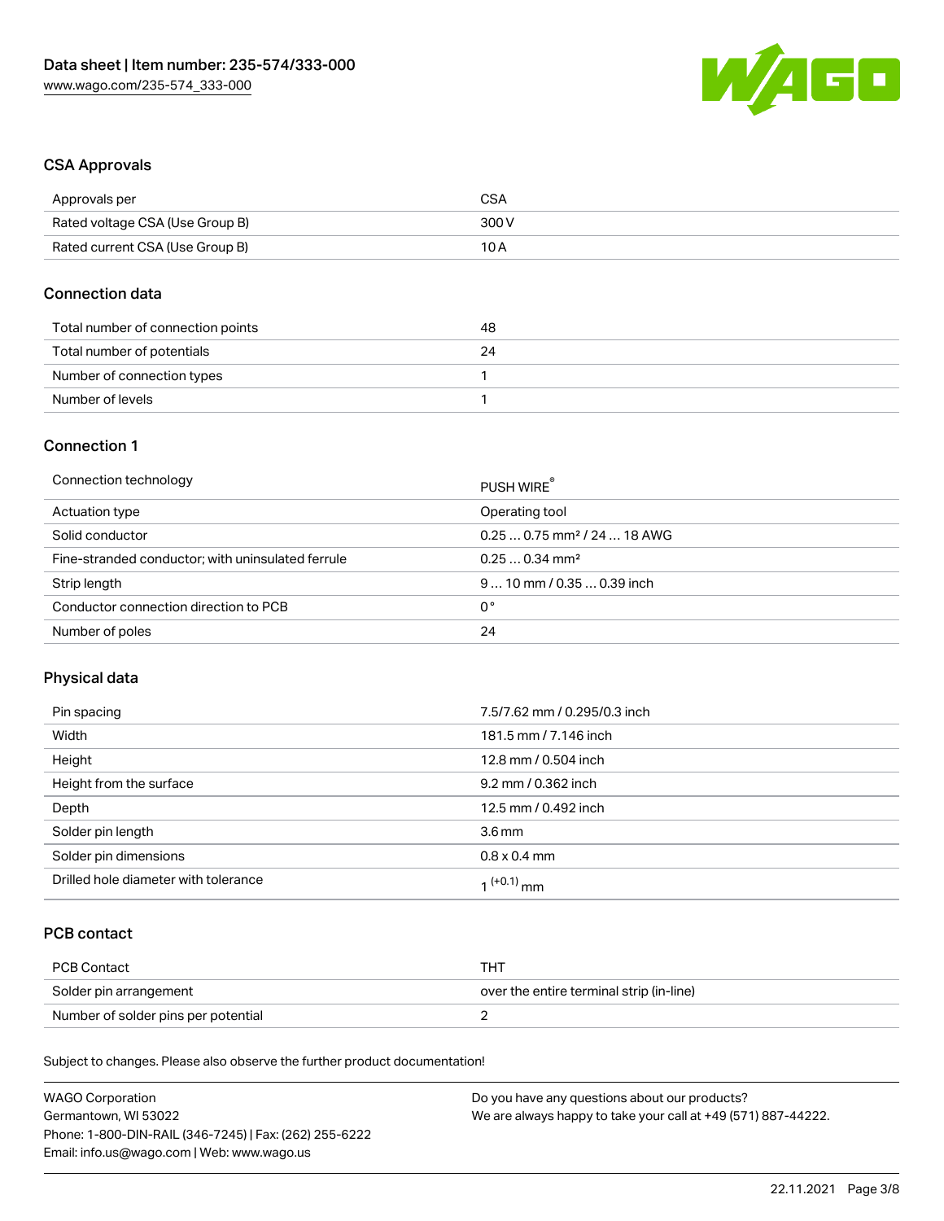## CSA Approvals

| Approvals per | CSA |
| --- | --- |
| Rated voltage CSA (Use Group B) | 300 V |
| Rated current CSA (Use Group B) | 10 A |

## Connection data

| Total number of connection points | 48 |
| --- | --- |
| Total number of potentials | 24 |
| Number of connection types | 1 |
| Number of levels | 1 |

## Connection 1

| Connection technology | PUSH WIRE® |
| --- | --- |
| Actuation type | Operating tool |
| Solid conductor | 0.25 … 0.75 mm² / 24 … 18 AWG |
| Fine-stranded conductor; with uninsulated ferrule | 0.25 … 0.34 mm² |
| Strip length | 9 … 10 mm / 0.35 … 0.39 inch |
| Conductor connection direction to PCB | 0 ° |
| Number of poles | 24 |

## Physical data

| Pin spacing | 7.5/7.62 mm / 0.295/0.3 inch |
| --- | --- |
| Width | 181.5 mm / 7.146 inch |
| Height | 12.8 mm / 0.504 inch |
| Height from the surface | 9.2 mm / 0.362 inch |
| Depth | 12.5 mm / 0.492 inch |
| Solder pin length | 3.6 mm |
| Solder pin dimensions | 0.8 x 0.4 mm |
| Drilled hole diameter with tolerance | $1^{(+0.1)}$ mm |

## PCB contact

| PCB Contact | THT |
| --- | --- |
| Solder pin arrangement | over the entire terminal strip (in-line) |
| Number of solder pins per potential | 2 |

Subject to changes. Please also observe the further product documentation!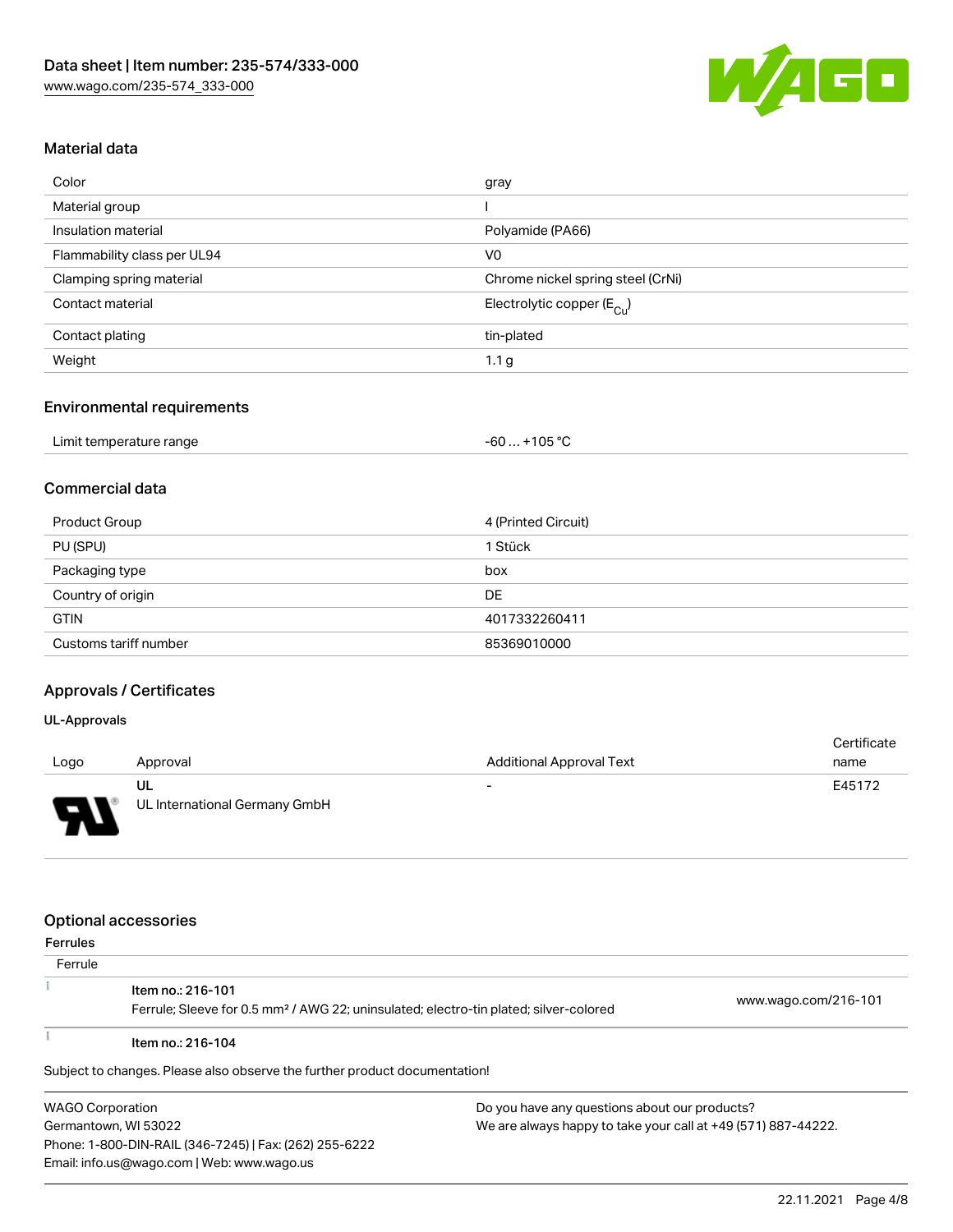## Material data

| Color | gray |
|---|---|
| Material group | I |
| Insulation material | Polyamide (PA66) |
| Flammability class per UL94 | V0 |
| Clamping spring material | Chrome nickel spring steel (CrNi) |
| Contact material | Electrolytic copper ($E_{Cu}$) |
| Contact plating | tin-plated |
| Weight | 1.1 g |

## Environmental requirements

| Limit temperature range | -60 … +105 °C |
|---|---|

## Commercial data

| Product Group | 4 (Printed Circuit) |
|---|---|
| PU (SPU) | 1 Stück |
| Packaging type | box |
| Country of origin | DE |
| GTIN | 4017332260411 |
| Customs tariff number | 85369010000 |

## Approvals / Certificates

### UL-Approvals

| Logo | Approval | Additional Approval Text | Certificate name |
|---|---|---|---|
| | UL<br>UL International Germany GmbH | - | E45172 |

## Optional accessories

### Ferrules

Ferrule

| | | |
|---|---|---|
| | **Item no.: 216-101**<br>Ferrule; Sleeve for 0.5 mm² / AWG 22; uninsulated; electro-tin plated; silver-colored | www.wago.com/216-101 |
| | **Item no.: 216-104** | |

Subject to changes. Please also observe the further product documentation!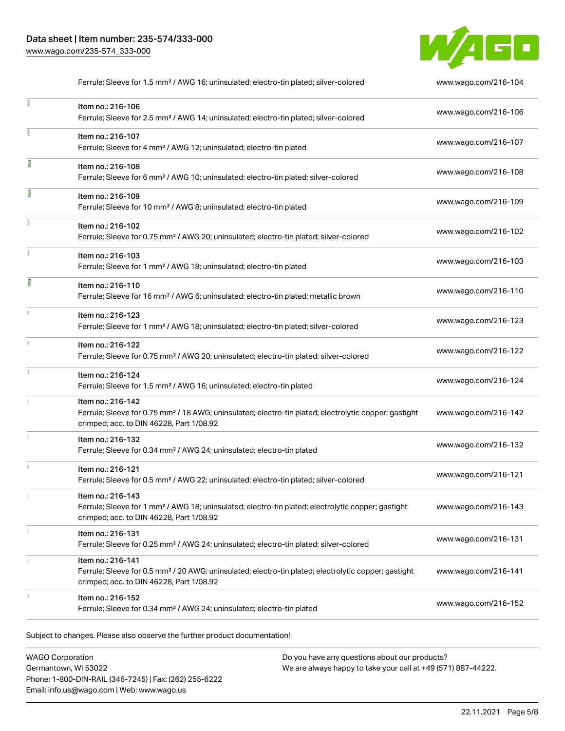| Description | Link |
| --- | --- |
| Ferrule; Sleeve for 1.5 mm² / AWG 16; uninsulated; electro-tin plated; silver-colored | www.wago.com/216-104 |
| Item no.: 216-106<br>Ferrule; Sleeve for 2.5 mm² / AWG 14; uninsulated; electro-tin plated; silver-colored | www.wago.com/216-106 |
| Item no.: 216-107<br>Ferrule; Sleeve for 4 mm² / AWG 12; uninsulated; electro-tin plated | www.wago.com/216-107 |
| Item no.: 216-108<br>Ferrule; Sleeve for 6 mm² / AWG 10; uninsulated; electro-tin plated; silver-colored | www.wago.com/216-108 |
| Item no.: 216-109<br>Ferrule; Sleeve for 10 mm² / AWG 8; uninsulated; electro-tin plated | www.wago.com/216-109 |
| Item no.: 216-102<br>Ferrule; Sleeve for 0.75 mm² / AWG 20; uninsulated; electro-tin plated; silver-colored | www.wago.com/216-102 |
| Item no.: 216-103<br>Ferrule; Sleeve for 1 mm² / AWG 18; uninsulated; electro-tin plated | www.wago.com/216-103 |
| Item no.: 216-110<br>Ferrule; Sleeve for 16 mm² / AWG 6; uninsulated; electro-tin plated; metallic brown | www.wago.com/216-110 |
| Item no.: 216-123<br>Ferrule; Sleeve for 1 mm² / AWG 18; uninsulated; electro-tin plated; silver-colored | www.wago.com/216-123 |
| Item no.: 216-122<br>Ferrule; Sleeve for 0.75 mm² / AWG 20; uninsulated; electro-tin plated; silver-colored | www.wago.com/216-122 |
| Item no.: 216-124<br>Ferrule; Sleeve for 1.5 mm² / AWG 16; uninsulated; electro-tin plated | www.wago.com/216-124 |
| Item no.: 216-142<br>Ferrule; Sleeve for 0.75 mm² / 18 AWG; uninsulated; electro-tin plated; electrolytic copper; gastight crimped; acc. to DIN 46228, Part 1/08.92 | www.wago.com/216-142 |
| Item no.: 216-132<br>Ferrule; Sleeve for 0.34 mm² / AWG 24; uninsulated; electro-tin plated | www.wago.com/216-132 |
| Item no.: 216-121<br>Ferrule; Sleeve for 0.5 mm² / AWG 22; uninsulated; electro-tin plated; silver-colored | www.wago.com/216-121 |
| Item no.: 216-143<br>Ferrule; Sleeve for 1 mm² / AWG 18; uninsulated; electro-tin plated; electrolytic copper; gastight crimped; acc. to DIN 46228, Part 1/08.92 | www.wago.com/216-143 |
| Item no.: 216-131<br>Ferrule; Sleeve for 0.25 mm² / AWG 24; uninsulated; electro-tin plated; silver-colored | www.wago.com/216-131 |
| Item no.: 216-141<br>Ferrule; Sleeve for 0.5 mm² / 20 AWG; uninsulated; electro-tin plated; electrolytic copper; gastight crimped; acc. to DIN 46228, Part 1/08.92 | www.wago.com/216-141 |
| Item no.: 216-152<br>Ferrule; Sleeve for 0.34 mm² / AWG 24; uninsulated; electro-tin plated | www.wago.com/216-152 |

Subject to changes. Please also observe the further product documentation!

WAGO Corporation
Germantown, WI 53022
Phone: 1-800-DIN-RAIL (346-7245) | Fax: (262) 255-6222
Email: info.us@wago.com | Web: www.wago.us

Do you have any questions about our products?
We are always happy to take your call at +49 (571) 887-44222.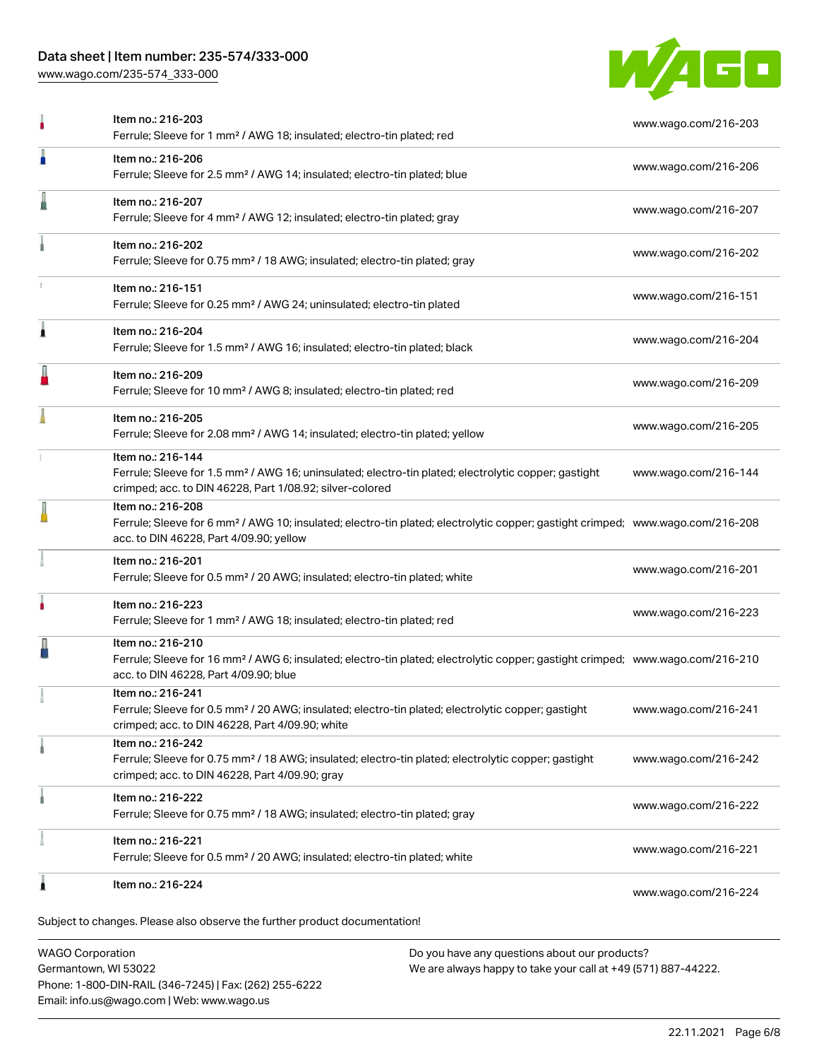| Item | URL |
| --- | --- |
| Item no.: 216-203<br>Ferrule; Sleeve for 1 mm² / AWG 18; insulated; electro-tin plated; red | www.wago.com/216-203 |
| Item no.: 216-206<br>Ferrule; Sleeve for 2.5 mm² / AWG 14; insulated; electro-tin plated; blue | www.wago.com/216-206 |
| Item no.: 216-207<br>Ferrule; Sleeve for 4 mm² / AWG 12; insulated; electro-tin plated; gray | www.wago.com/216-207 |
| Item no.: 216-202<br>Ferrule; Sleeve for 0.75 mm² / 18 AWG; insulated; electro-tin plated; gray | www.wago.com/216-202 |
| Item no.: 216-151<br>Ferrule; Sleeve for 0.25 mm² / AWG 24; uninsulated; electro-tin plated | www.wago.com/216-151 |
| Item no.: 216-204<br>Ferrule; Sleeve for 1.5 mm² / AWG 16; insulated; electro-tin plated; black | www.wago.com/216-204 |
| Item no.: 216-209<br>Ferrule; Sleeve for 10 mm² / AWG 8; insulated; electro-tin plated; red | www.wago.com/216-209 |
| Item no.: 216-205<br>Ferrule; Sleeve for 2.08 mm² / AWG 14; insulated; electro-tin plated; yellow | www.wago.com/216-205 |
| Item no.: 216-144<br>Ferrule; Sleeve for 1.5 mm² / AWG 16; uninsulated; electro-tin plated; electrolytic copper; gastight crimped; acc. to DIN 46228, Part 1/08.92; silver-colored | www.wago.com/216-144 |
| Item no.: 216-208<br>Ferrule; Sleeve for 6 mm² / AWG 10; insulated; electro-tin plated; electrolytic copper; gastight crimped; acc. to DIN 46228, Part 4/09.90; yellow | www.wago.com/216-208 |
| Item no.: 216-201<br>Ferrule; Sleeve for 0.5 mm² / 20 AWG; insulated; electro-tin plated; white | www.wago.com/216-201 |
| Item no.: 216-223<br>Ferrule; Sleeve for 1 mm² / AWG 18; insulated; electro-tin plated; red | www.wago.com/216-223 |
| Item no.: 216-210<br>Ferrule; Sleeve for 16 mm² / AWG 6; insulated; electro-tin plated; electrolytic copper; gastight crimped; acc. to DIN 46228, Part 4/09.90; blue | www.wago.com/216-210 |
| Item no.: 216-241<br>Ferrule; Sleeve for 0.5 mm² / 20 AWG; insulated; electro-tin plated; electrolytic copper; gastight crimped; acc. to DIN 46228, Part 4/09.90; white | www.wago.com/216-241 |
| Item no.: 216-242<br>Ferrule; Sleeve for 0.75 mm² / 18 AWG; insulated; electro-tin plated; electrolytic copper; gastight crimped; acc. to DIN 46228, Part 4/09.90; gray | www.wago.com/216-242 |
| Item no.: 216-222<br>Ferrule; Sleeve for 0.75 mm² / 18 AWG; insulated; electro-tin plated; gray | www.wago.com/216-222 |
| Item no.: 216-221<br>Ferrule; Sleeve for 0.5 mm² / 20 AWG; insulated; electro-tin plated; white | www.wago.com/216-221 |
| Item no.: 216-224 | www.wago.com/216-224 |

Subject to changes. Please also observe the further product documentation!

WAGO Corporation
Germantown, WI 53022
Phone: 1-800-DIN-RAIL (346-7245) | Fax: (262) 255-6222
Email: info.us@wago.com | Web: www.wago.us

Do you have any questions about our products?
We are always happy to take your call at +49 (571) 887-44222.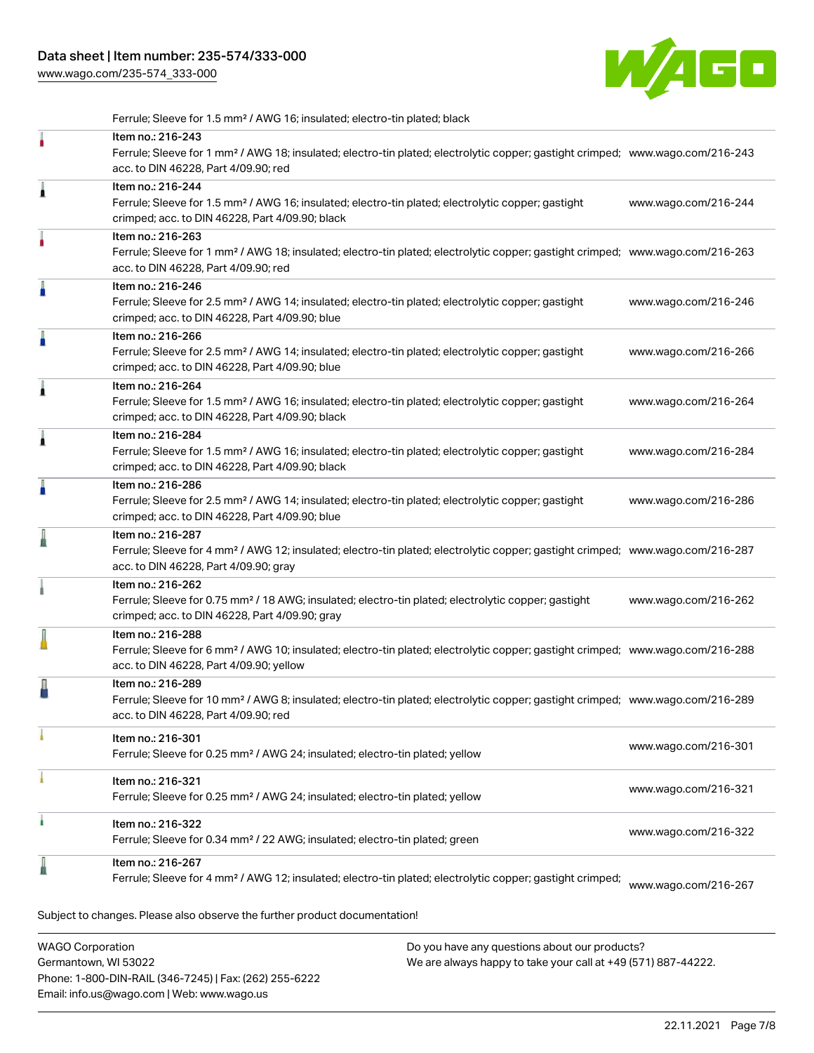Ferrule; Sleeve for 1.5 mm² / AWG 16; insulated; electro-tin plated; black

| Item | URL |
| --- | --- |
| Item no.: 216-243<br>Ferrule; Sleeve for 1 mm² / AWG 18; insulated; electro-tin plated; electrolytic copper; gastight crimped; acc. to DIN 46228, Part 4/09.90; red | www.wago.com/216-243 |
| Item no.: 216-244<br>Ferrule; Sleeve for 1.5 mm² / AWG 16; insulated; electro-tin plated; electrolytic copper; gastight crimped; acc. to DIN 46228, Part 4/09.90; black | www.wago.com/216-244 |
| Item no.: 216-263<br>Ferrule; Sleeve for 1 mm² / AWG 18; insulated; electro-tin plated; electrolytic copper; gastight crimped; acc. to DIN 46228, Part 4/09.90; red | www.wago.com/216-263 |
| Item no.: 216-246<br>Ferrule; Sleeve for 2.5 mm² / AWG 14; insulated; electro-tin plated; electrolytic copper; gastight crimped; acc. to DIN 46228, Part 4/09.90; blue | www.wago.com/216-246 |
| Item no.: 216-266<br>Ferrule; Sleeve for 2.5 mm² / AWG 14; insulated; electro-tin plated; electrolytic copper; gastight crimped; acc. to DIN 46228, Part 4/09.90; blue | www.wago.com/216-266 |
| Item no.: 216-264<br>Ferrule; Sleeve for 1.5 mm² / AWG 16; insulated; electro-tin plated; electrolytic copper; gastight crimped; acc. to DIN 46228, Part 4/09.90; black | www.wago.com/216-264 |
| Item no.: 216-284<br>Ferrule; Sleeve for 1.5 mm² / AWG 16; insulated; electro-tin plated; electrolytic copper; gastight crimped; acc. to DIN 46228, Part 4/09.90; black | www.wago.com/216-284 |
| Item no.: 216-286<br>Ferrule; Sleeve for 2.5 mm² / AWG 14; insulated; electro-tin plated; electrolytic copper; gastight crimped; acc. to DIN 46228, Part 4/09.90; blue | www.wago.com/216-286 |
| Item no.: 216-287<br>Ferrule; Sleeve for 4 mm² / AWG 12; insulated; electro-tin plated; electrolytic copper; gastight crimped; acc. to DIN 46228, Part 4/09.90; gray | www.wago.com/216-287 |
| Item no.: 216-262<br>Ferrule; Sleeve for 0.75 mm² / 18 AWG; insulated; electro-tin plated; electrolytic copper; gastight crimped; acc. to DIN 46228, Part 4/09.90; gray | www.wago.com/216-262 |
| Item no.: 216-288<br>Ferrule; Sleeve for 6 mm² / AWG 10; insulated; electro-tin plated; electrolytic copper; gastight crimped; acc. to DIN 46228, Part 4/09.90; yellow | www.wago.com/216-288 |
| Item no.: 216-289<br>Ferrule; Sleeve for 10 mm² / AWG 8; insulated; electro-tin plated; electrolytic copper; gastight crimped; acc. to DIN 46228, Part 4/09.90; red | www.wago.com/216-289 |
| Item no.: 216-301<br>Ferrule; Sleeve for 0.25 mm² / AWG 24; insulated; electro-tin plated; yellow | www.wago.com/216-301 |
| Item no.: 216-321<br>Ferrule; Sleeve for 0.25 mm² / AWG 24; insulated; electro-tin plated; yellow | www.wago.com/216-321 |
| Item no.: 216-322<br>Ferrule; Sleeve for 0.34 mm² / 22 AWG; insulated; electro-tin plated; green | www.wago.com/216-322 |
| Item no.: 216-267<br>Ferrule; Sleeve for 4 mm² / AWG 12; insulated; electro-tin plated; electrolytic copper; gastight crimped; | www.wago.com/216-267 |

Subject to changes. Please also observe the further product documentation!

WAGO Corporation
Germantown, WI 53022
Phone: 1-800-DIN-RAIL (346-7245) | Fax: (262) 255-6222
Email: info.us@wago.com | Web: www.wago.us

Do you have any questions about our products?
We are always happy to take your call at +49 (571) 887-44222.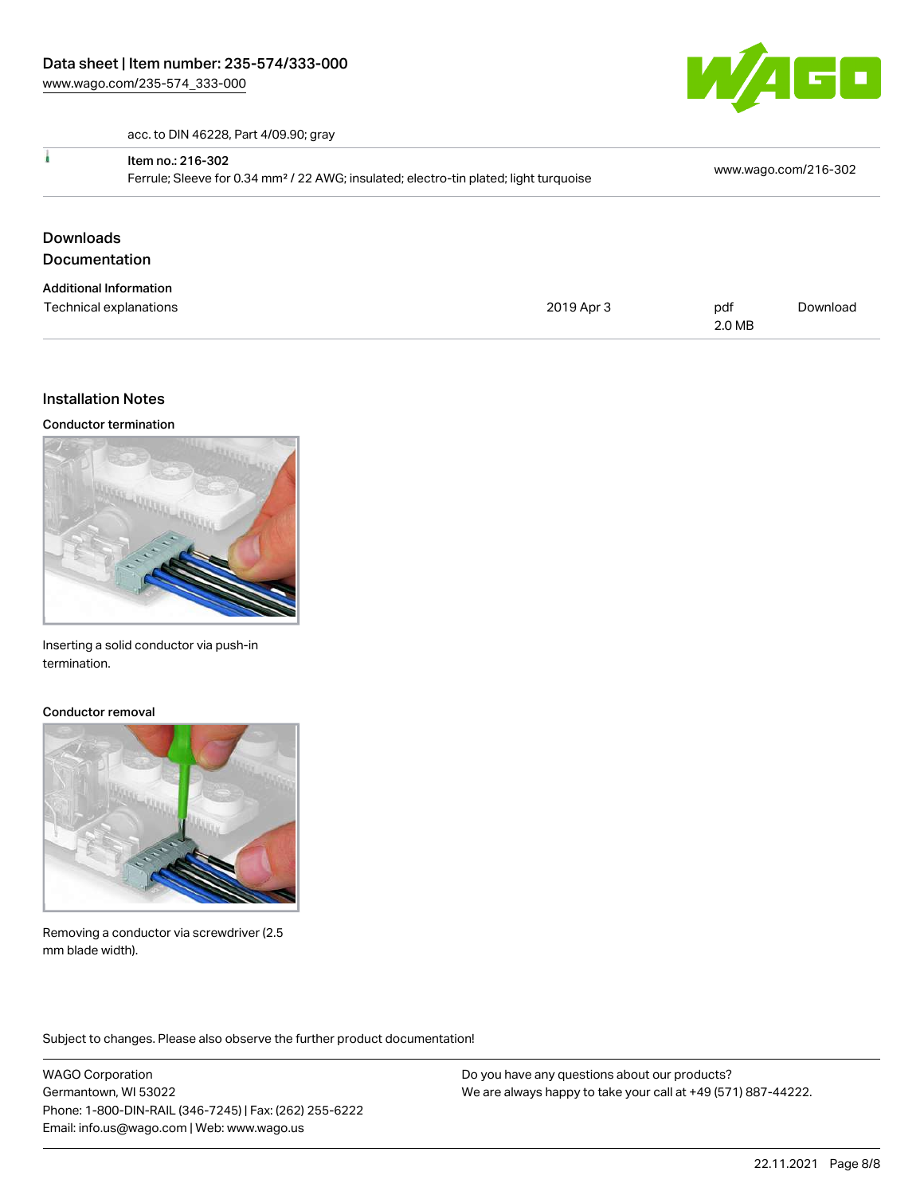acc. to DIN 46228, Part 4/09.90; gray

| | | |
|---|---|---|
| | Item no.: 216-302<br>Ferrule; Sleeve for 0.34 mm² / 22 AWG; insulated; electro-tin plated; light turquoise | www.wago.com/216-302 |

## Downloads

## Documentation

### Additional Information

| | | | |
|---|---|---|---|
| Technical explanations | 2019 Apr 3 | pdf<br>2.0 MB | Download |

## Installation Notes

### Conductor termination

Inserting a solid conductor via push-in termination.

### Conductor removal

Removing a conductor via screwdriver (2.5 mm blade width).

Subject to changes. Please also observe the further product documentation!

WAGO Corporation
Germantown, WI 53022
Phone: 1-800-DIN-RAIL (346-7245) | Fax: (262) 255-6222
Email: info.us@wago.com | Web: www.wago.us

Do you have any questions about our products?
We are always happy to take your call at +49 (571) 887-44222.